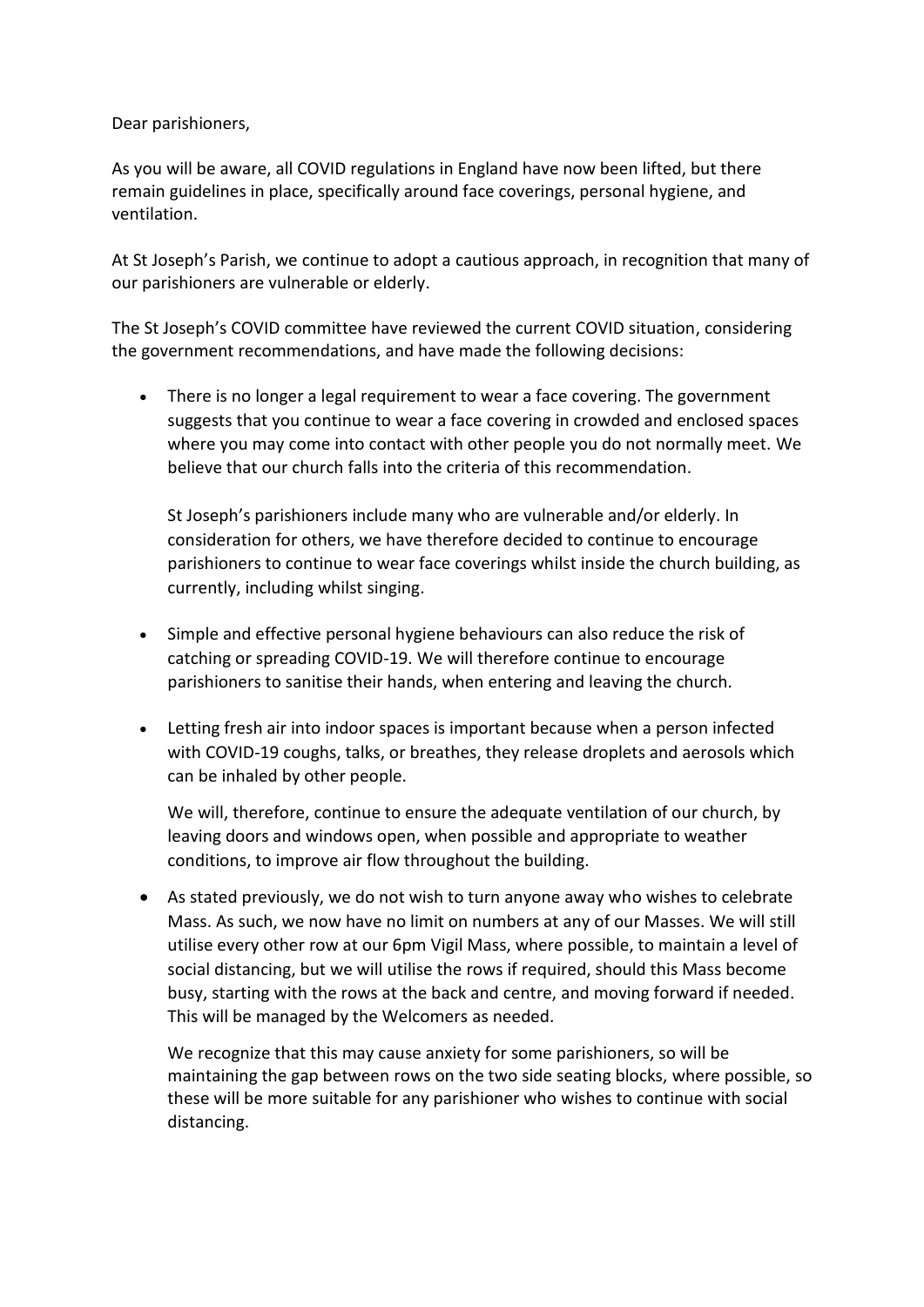Dear parishioners,

As you will be aware, all COVID regulations in England have now been lifted, but there remain guidelines in place, specifically around face coverings, personal hygiene, and ventilation.

At St Joseph's Parish, we continue to adopt a cautious approach, in recognition that many of our parishioners are vulnerable or elderly.

The St Joseph's COVID committee have reviewed the current COVID situation, considering the government recommendations, and have made the following decisions:

- There is no longer a legal requirement to wear a face covering. The government suggests that you continue to wear a face covering in crowded and enclosed spaces where you may come into contact with other people you do not normally meet. We believe that our church falls into the criteria of this recommendation.

  St Joseph's parishioners include many who are vulnerable and/or elderly. In consideration for others, we have therefore decided to continue to encourage parishioners to continue to wear face coverings whilst inside the church building, as currently, including whilst singing.

- Simple and effective personal hygiene behaviours can also reduce the risk of catching or spreading COVID-19. We will therefore continue to encourage parishioners to sanitise their hands, when entering and leaving the church.

- Letting fresh air into indoor spaces is important because when a person infected with COVID-19 coughs, talks, or breathes, they release droplets and aerosols which can be inhaled by other people.

  We will, therefore, continue to ensure the adequate ventilation of our church, by leaving doors and windows open, when possible and appropriate to weather conditions, to improve air flow throughout the building.

- As stated previously, we do not wish to turn anyone away who wishes to celebrate Mass. As such, we now have no limit on numbers at any of our Masses. We will still utilise every other row at our 6pm Vigil Mass, where possible, to maintain a level of social distancing, but we will utilise the rows if required, should this Mass become busy, starting with the rows at the back and centre, and moving forward if needed. This will be managed by the Welcomers as needed.

  We recognize that this may cause anxiety for some parishioners, so will be maintaining the gap between rows on the two side seating blocks, where possible, so these will be more suitable for any parishioner who wishes to continue with social distancing.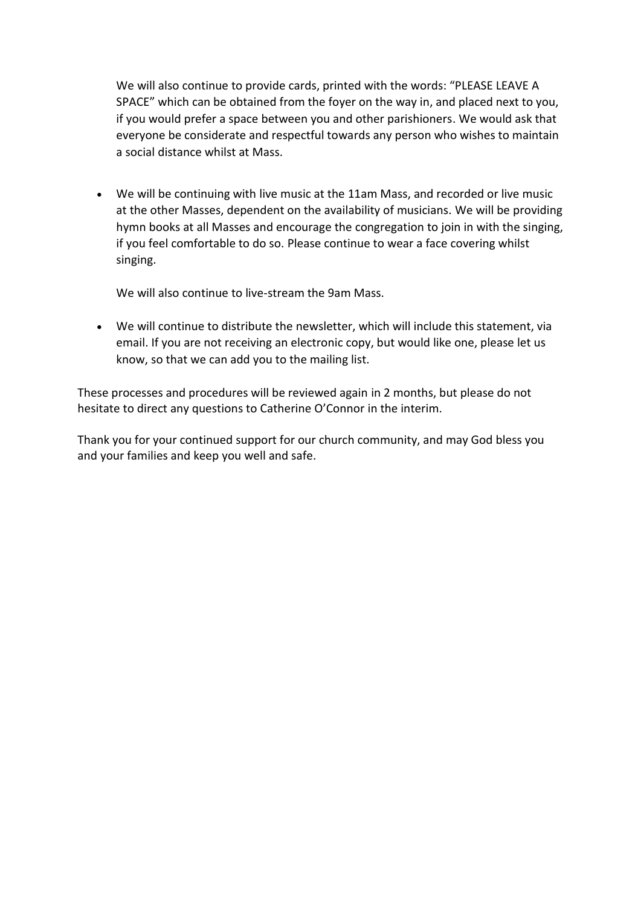We will also continue to provide cards, printed with the words: "PLEASE LEAVE A SPACE" which can be obtained from the foyer on the way in, and placed next to you, if you would prefer a space between you and other parishioners. We would ask that everyone be considerate and respectful towards any person who wishes to maintain a social distance whilst at Mass.

- We will be continuing with live music at the 11am Mass, and recorded or live music at the other Masses, dependent on the availability of musicians. We will be providing hymn books at all Masses and encourage the congregation to join in with the singing, if you feel comfortable to do so. Please continue to wear a face covering whilst singing.

  We will also continue to live-stream the 9am Mass.

- We will continue to distribute the newsletter, which will include this statement, via email. If you are not receiving an electronic copy, but would like one, please let us know, so that we can add you to the mailing list.

These processes and procedures will be reviewed again in 2 months, but please do not hesitate to direct any questions to Catherine O'Connor in the interim.

Thank you for your continued support for our church community, and may God bless you and your families and keep you well and safe.